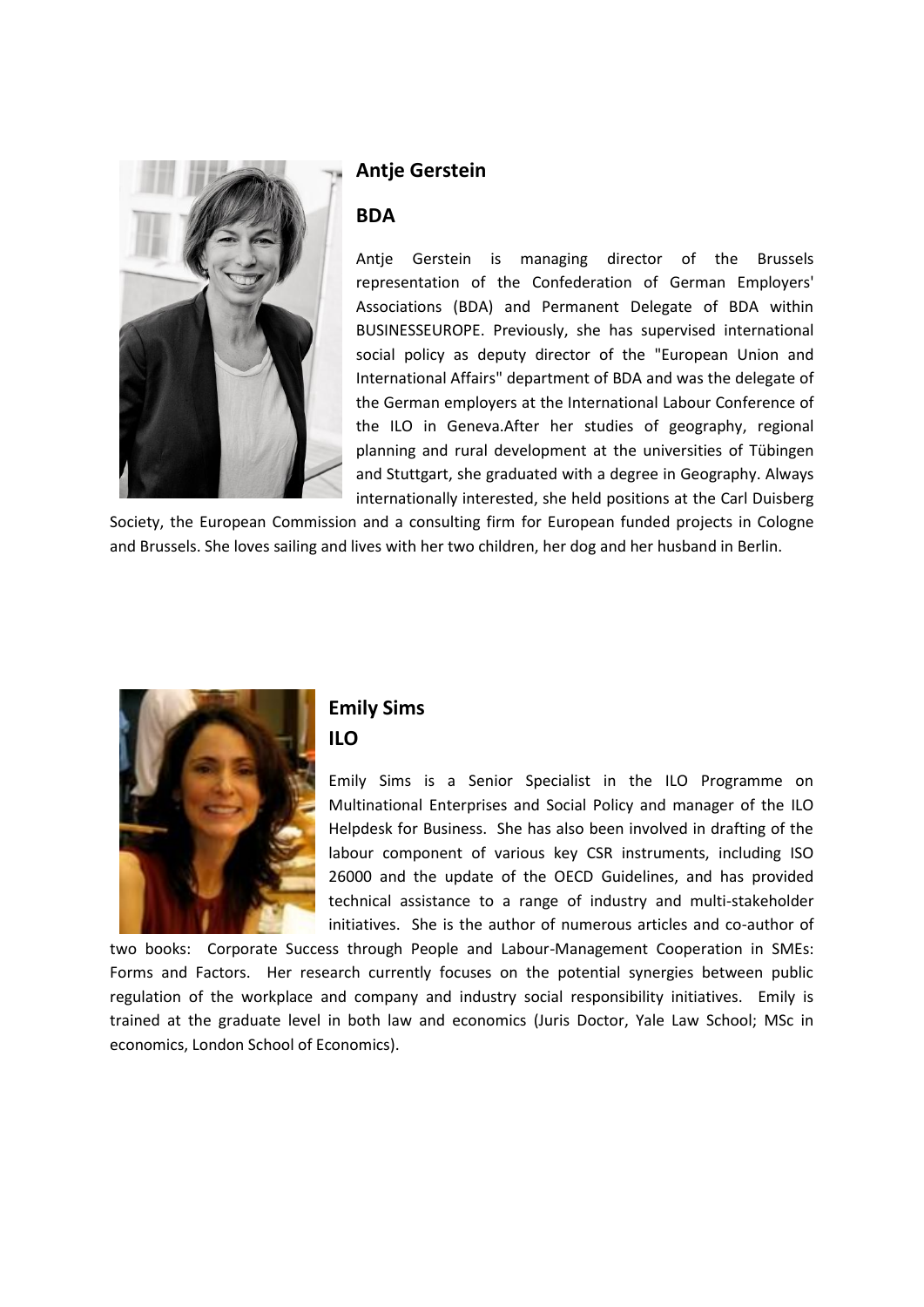## Antje Gerstein

### BDA

Antje Gerstein is managing director of the Brussels representation of the Confederation of German Employers' Associations (BDA) and Permanent Delegate of BDA within BUSINESSEUROPE. Previously, she has supervised international social policy as deputy director of the "European Union and International Affairs" department of BDA and was the delegate of the German employers at the International Labour Conference of the ILO in Geneva.After her studies of geography, regional planning and rural development at the universities of Tübingen and Stuttgart, she graduated with a degree in Geography. Always internationally interested, she held positions at the Carl Duisberg Society, the European Commission and a consulting firm for European funded projects in Cologne and Brussels. She loves sailing and lives with her two children, her dog and her husband in Berlin.

## Emily Sims

### ILO

Emily Sims is a Senior Specialist in the ILO Programme on Multinational Enterprises and Social Policy and manager of the ILO Helpdesk for Business. She has also been involved in drafting of the labour component of various key CSR instruments, including ISO 26000 and the update of the OECD Guidelines, and has provided technical assistance to a range of industry and multi-stakeholder initiatives. She is the author of numerous articles and co-author of two books: Corporate Success through People and Labour-Management Cooperation in SMEs: Forms and Factors. Her research currently focuses on the potential synergies between public regulation of the workplace and company and industry social responsibility initiatives. Emily is trained at the graduate level in both law and economics (Juris Doctor, Yale Law School; MSc in economics, London School of Economics).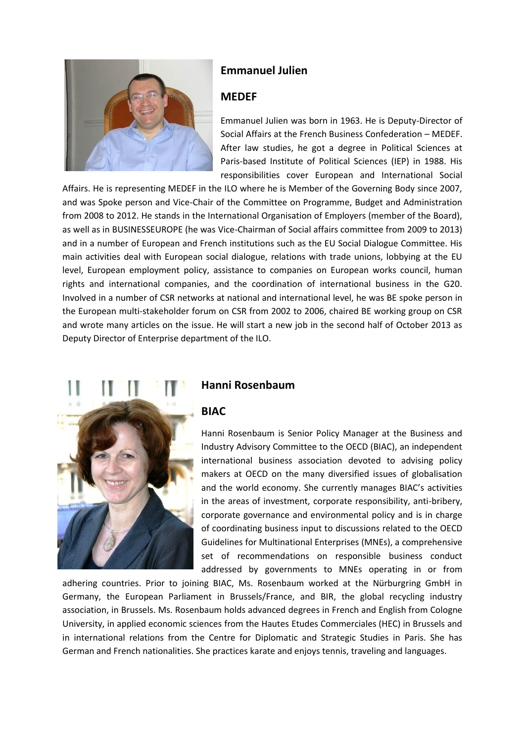## Emmanuel Julien

## MEDEF

Emmanuel Julien was born in 1963. He is Deputy-Director of Social Affairs at the French Business Confederation – MEDEF. After law studies, he got a degree in Political Sciences at Paris-based Institute of Political Sciences (IEP) in 1988. His responsibilities cover European and International Social Affairs. He is representing MEDEF in the ILO where he is Member of the Governing Body since 2007, and was Spoke person and Vice-Chair of the Committee on Programme, Budget and Administration from 2008 to 2012. He stands in the International Organisation of Employers (member of the Board), as well as in BUSINESSEUROPE (he was Vice-Chairman of Social affairs committee from 2009 to 2013) and in a number of European and French institutions such as the EU Social Dialogue Committee. His main activities deal with European social dialogue, relations with trade unions, lobbying at the EU level, European employment policy, assistance to companies on European works council, human rights and international companies, and the coordination of international business in the G20. Involved in a number of CSR networks at national and international level, he was BE spoke person in the European multi-stakeholder forum on CSR from 2002 to 2006, chaired BE working group on CSR and wrote many articles on the issue. He will start a new job in the second half of October 2013 as Deputy Director of Enterprise department of the ILO.

## Hanni Rosenbaum

## BIAC

Hanni Rosenbaum is Senior Policy Manager at the Business and Industry Advisory Committee to the OECD (BIAC), an independent international business association devoted to advising policy makers at OECD on the many diversified issues of globalisation and the world economy. She currently manages BIAC's activities in the areas of investment, corporate responsibility, anti-bribery, corporate governance and environmental policy and is in charge of coordinating business input to discussions related to the OECD Guidelines for Multinational Enterprises (MNEs), a comprehensive set of recommendations on responsible business conduct addressed by governments to MNEs operating in or from adhering countries. Prior to joining BIAC, Ms. Rosenbaum worked at the Nürburgring GmbH in Germany, the European Parliament in Brussels/France, and BIR, the global recycling industry association, in Brussels. Ms. Rosenbaum holds advanced degrees in French and English from Cologne University, in applied economic sciences from the Hautes Etudes Commerciales (HEC) in Brussels and in international relations from the Centre for Diplomatic and Strategic Studies in Paris. She has German and French nationalities. She practices karate and enjoys tennis, traveling and languages.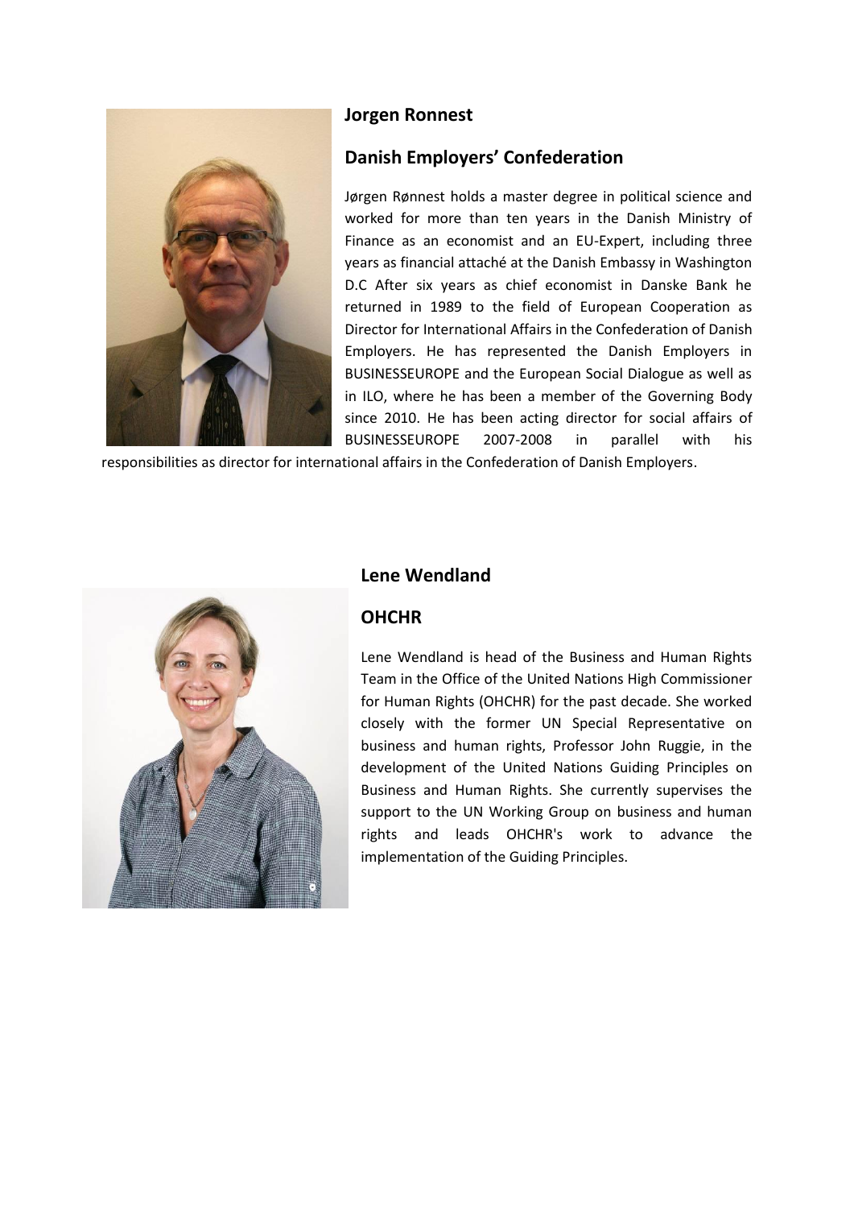**Jorgen Ronnest**

**Danish Employers' Confederation**

Jørgen Rønnest holds a master degree in political science and worked for more than ten years in the Danish Ministry of Finance as an economist and an EU-Expert, including three years as financial attaché at the Danish Embassy in Washington D.C After six years as chief economist in Danske Bank he returned in 1989 to the field of European Cooperation as Director for International Affairs in the Confederation of Danish Employers. He has represented the Danish Employers in BUSINESSEUROPE and the European Social Dialogue as well as in ILO, where he has been a member of the Governing Body since 2010. He has been acting director for social affairs of BUSINESSEUROPE 2007-2008 in parallel with his responsibilities as director for international affairs in the Confederation of Danish Employers.

**Lene Wendland**

**OHCHR**

Lene Wendland is head of the Business and Human Rights Team in the Office of the United Nations High Commissioner for Human Rights (OHCHR) for the past decade. She worked closely with the former UN Special Representative on business and human rights, Professor John Ruggie, in the development of the United Nations Guiding Principles on Business and Human Rights. She currently supervises the support to the UN Working Group on business and human rights and leads OHCHR's work to advance the implementation of the Guiding Principles.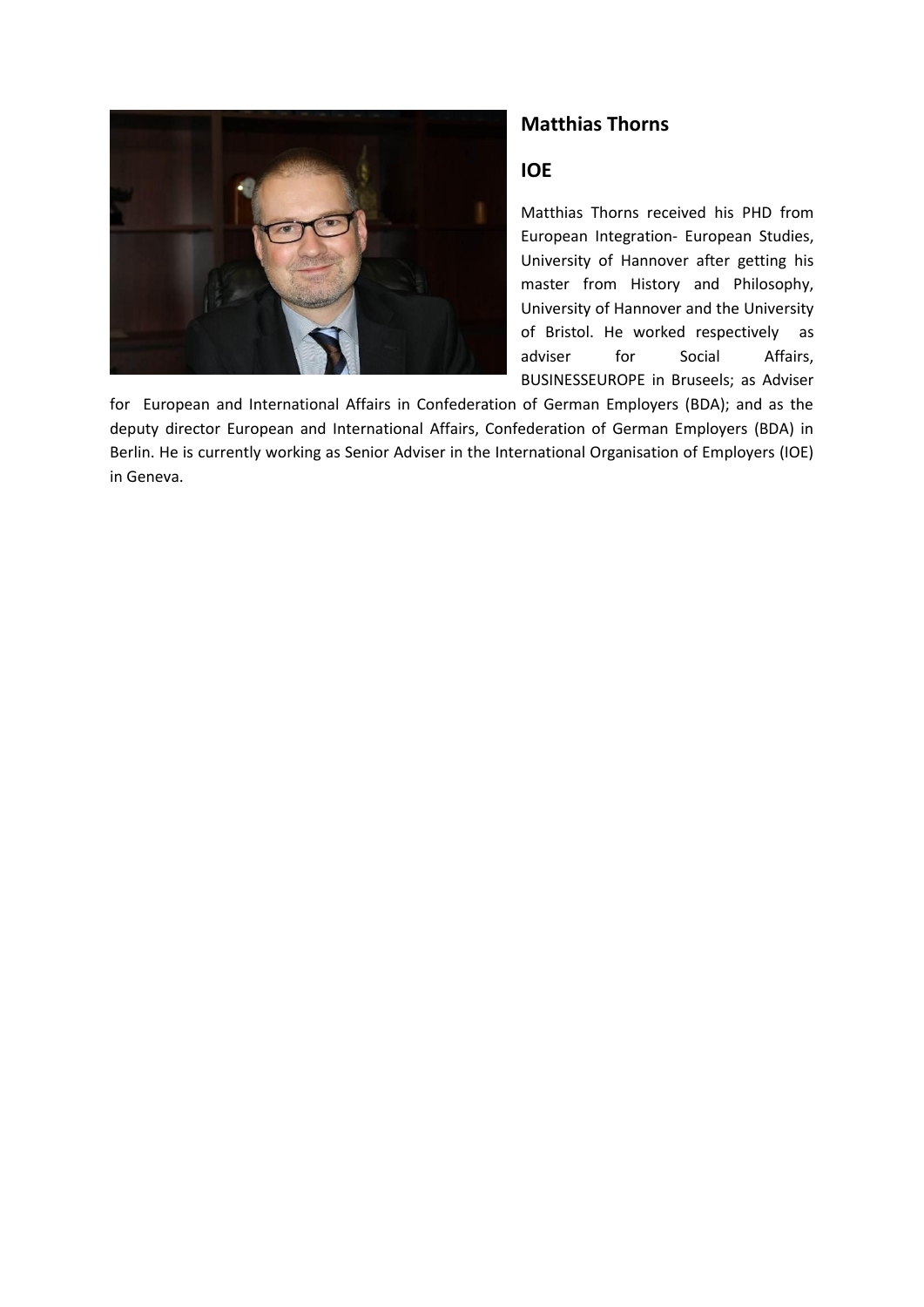## Matthias Thorns

## IOE

Matthias Thorns received his PHD from European Integration- European Studies, University of Hannover after getting his master from History and Philosophy, University of Hannover and the University of Bristol. He worked respectively as adviser for Social Affairs, BUSINESSEUROPE in Bruseels; as Adviser for European and International Affairs in Confederation of German Employers (BDA); and as the deputy director European and International Affairs, Confederation of German Employers (BDA) in Berlin. He is currently working as Senior Adviser in the International Organisation of Employers (IOE) in Geneva.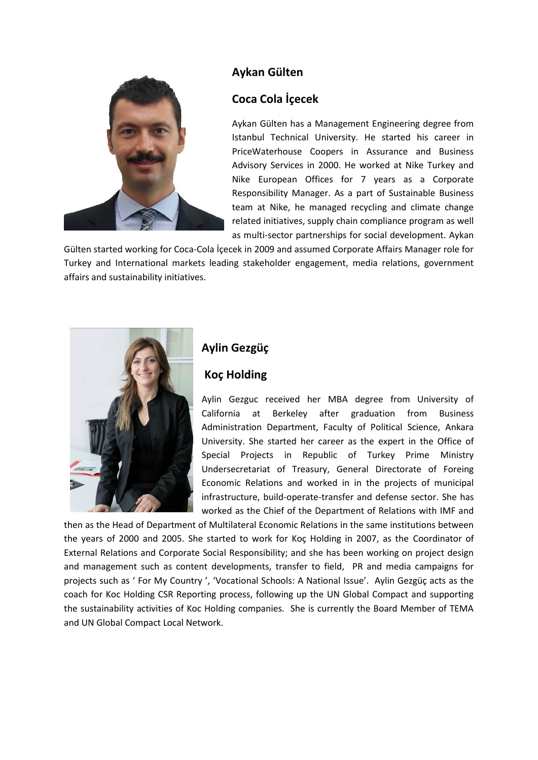## Aykan Gülten

## Coca Cola İçecek

Aykan Gülten has a Management Engineering degree from Istanbul Technical University. He started his career in PriceWaterhouse Coopers in Assurance and Business Advisory Services in 2000. He worked at Nike Turkey and Nike European Offices for 7 years as a Corporate Responsibility Manager. As a part of Sustainable Business team at Nike, he managed recycling and climate change related initiatives, supply chain compliance program as well as multi-sector partnerships for social development. Aykan Gülten started working for Coca-Cola İçecek in 2009 and assumed Corporate Affairs Manager role for Turkey and International markets leading stakeholder engagement, media relations, government affairs and sustainability initiatives.

## Aylin Gezgüç

## Koç Holding

Aylin Gezguc received her MBA degree from University of California at Berkeley after graduation from Business Administration Department, Faculty of Political Science, Ankara University. She started her career as the expert in the Office of Special Projects in Republic of Turkey Prime Ministry Undersecretariat of Treasury, General Directorate of Foreing Economic Relations and worked in in the projects of municipal infrastructure, build-operate-transfer and defense sector. She has worked as the Chief of the Department of Relations with IMF and then as the Head of Department of Multilateral Economic Relations in the same institutions between the years of 2000 and 2005. She started to work for Koç Holding in 2007, as the Coordinator of External Relations and Corporate Social Responsibility; and she has been working on project design and management such as content developments, transfer to field, PR and media campaigns for projects such as ' For My Country ', 'Vocational Schools: A National Issue'. Aylin Gezgüç acts as the coach for Koc Holding CSR Reporting process, following up the UN Global Compact and supporting the sustainability activities of Koc Holding companies. She is currently the Board Member of TEMA and UN Global Compact Local Network.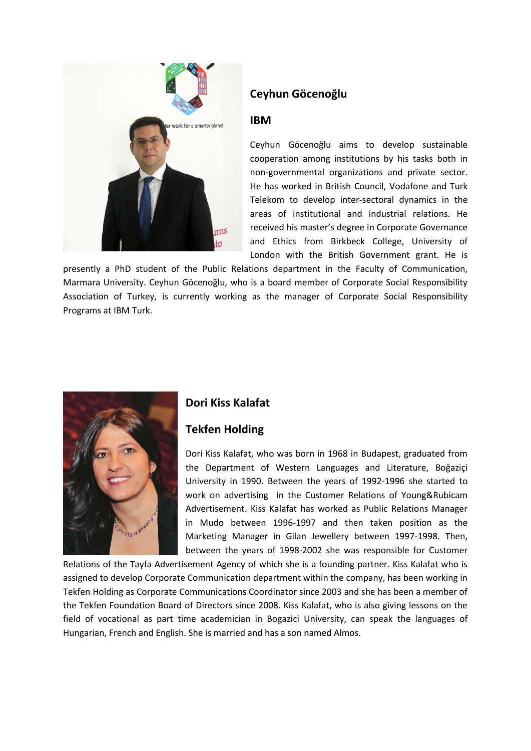## Ceyhun Göcenoğlu

## IBM

Ceyhun Göcenoğlu aims to develop sustainable cooperation among institutions by his tasks both in non-governmental organizations and private sector. He has worked in British Council, Vodafone and Turk Telekom to develop inter-sectoral dynamics in the areas of institutional and industrial relations. He received his master's degree in Corporate Governance and Ethics from Birkbeck College, University of London with the British Government grant. He is presently a PhD student of the Public Relations department in the Faculty of Communication, Marmara University. Ceyhun Göcenoğlu, who is a board member of Corporate Social Responsibility Association of Turkey, is currently working as the manager of Corporate Social Responsibility Programs at IBM Turk.

## Dori Kiss Kalafat

## Tekfen Holding

Dori Kiss Kalafat, who was born in 1968 in Budapest, graduated from the Department of Western Languages and Literature, Boğaziçi University in 1990. Between the years of 1992-1996 she started to work on advertising in the Customer Relations of Young&Rubicam Advertisement. Kiss Kalafat has worked as Public Relations Manager in Mudo between 1996-1997 and then taken position as the Marketing Manager in Gilan Jewellery between 1997-1998. Then, between the years of 1998-2002 she was responsible for Customer Relations of the Tayfa Advertisement Agency of which she is a founding partner. Kiss Kalafat who is assigned to develop Corporate Communication department within the company, has been working in Tekfen Holding as Corporate Communications Coordinator since 2003 and she has been a member of the Tekfen Foundation Board of Directors since 2008. Kiss Kalafat, who is also giving lessons on the field of vocational as part time academician in Bogazici University, can speak the languages of Hungarian, French and English. She is married and has a son named Almos.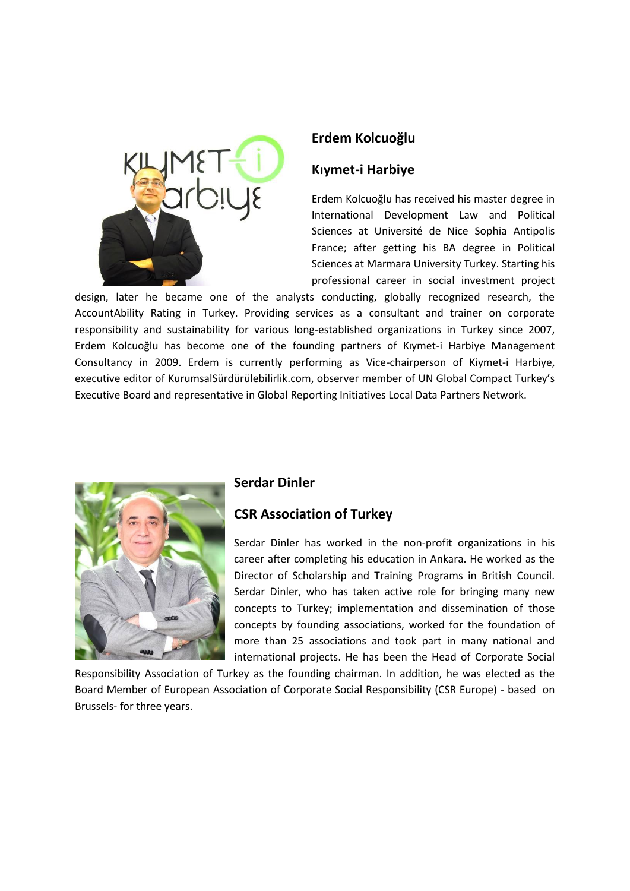## Erdem Kolcuoğlu

### Kıymet-i Harbiye

Erdem Kolcuoğlu has received his master degree in International Development Law and Political Sciences at Université de Nice Sophia Antipolis France; after getting his BA degree in Political Sciences at Marmara University Turkey. Starting his professional career in social investment project design, later he became one of the analysts conducting, globally recognized research, the AccountAbility Rating in Turkey. Providing services as a consultant and trainer on corporate responsibility and sustainability for various long-established organizations in Turkey since 2007, Erdem Kolcuoğlu has become one of the founding partners of Kıymet-i Harbiye Management Consultancy in 2009. Erdem is currently performing as Vice-chairperson of Kiymet-i Harbiye, executive editor of KurumsalSürdürülebilirlik.com, observer member of UN Global Compact Turkey's Executive Board and representative in Global Reporting Initiatives Local Data Partners Network.

## Serdar Dinler

### CSR Association of Turkey

Serdar Dinler has worked in the non-profit organizations in his career after completing his education in Ankara. He worked as the Director of Scholarship and Training Programs in British Council. Serdar Dinler, who has taken active role for bringing many new concepts to Turkey; implementation and dissemination of those concepts by founding associations, worked for the foundation of more than 25 associations and took part in many national and international projects. He has been the Head of Corporate Social Responsibility Association of Turkey as the founding chairman. In addition, he was elected as the Board Member of European Association of Corporate Social Responsibility (CSR Europe) - based on Brussels- for three years.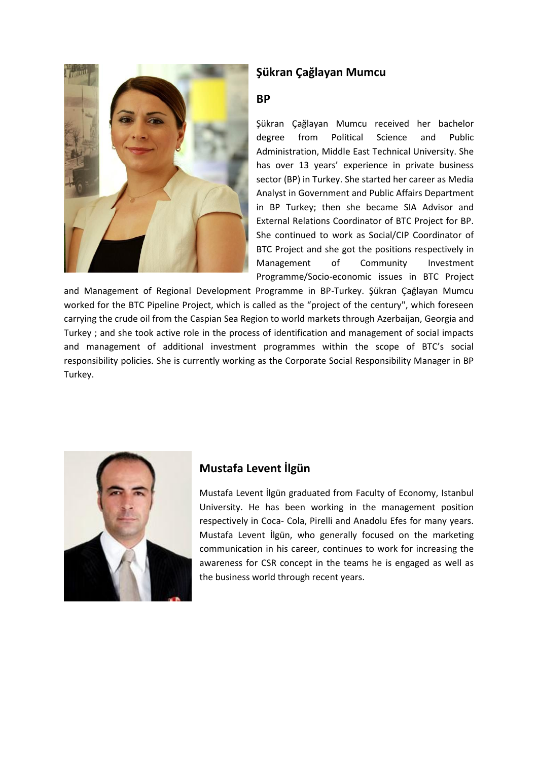## Şükran Çağlayan Mumcu

**BP**

Şükran Çağlayan Mumcu received her bachelor degree from Political Science and Public Administration, Middle East Technical University. She has over 13 years' experience in private business sector (BP) in Turkey. She started her career as Media Analyst in Government and Public Affairs Department in BP Turkey; then she became SIA Advisor and External Relations Coordinator of BTC Project for BP. She continued to work as Social/CIP Coordinator of BTC Project and she got the positions respectively in Management of Community Investment Programme/Socio-economic issues in BTC Project and Management of Regional Development Programme in BP-Turkey. Şükran Çağlayan Mumcu worked for the BTC Pipeline Project, which is called as the "project of the century", which foreseen carrying the crude oil from the Caspian Sea Region to world markets through Azerbaijan, Georgia and Turkey ; and she took active role in the process of identification and management of social impacts and management of additional investment programmes within the scope of BTC's social responsibility policies. She is currently working as the Corporate Social Responsibility Manager in BP Turkey.

## Mustafa Levent İlgün

Mustafa Levent İlgün graduated from Faculty of Economy, Istanbul University. He has been working in the management position respectively in Coca- Cola, Pirelli and Anadolu Efes for many years. Mustafa Levent İlgün, who generally focused on the marketing communication in his career, continues to work for increasing the awareness for CSR concept in the teams he is engaged as well as the business world through recent years.